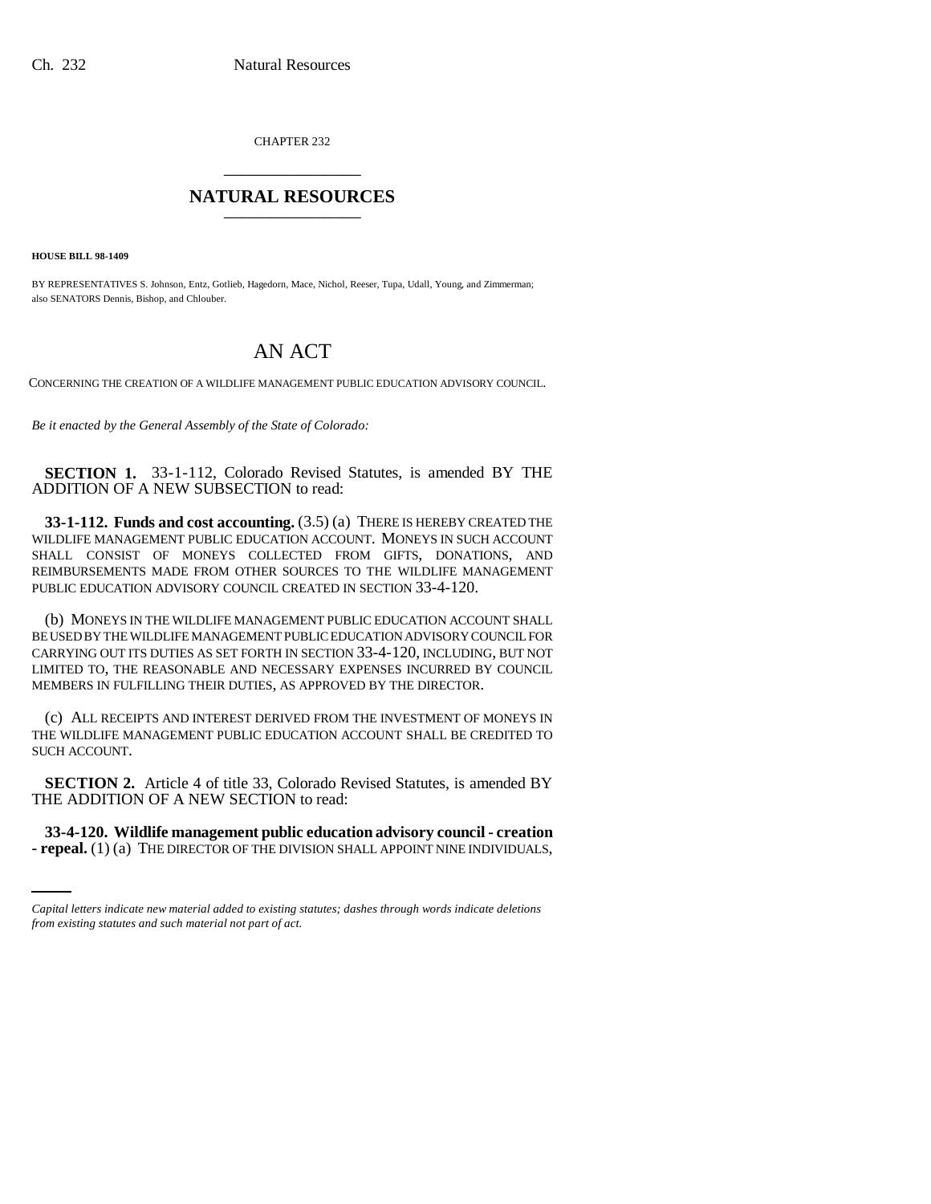CHAPTER 232

# NATURAL RESOURCES

**HOUSE BILL 98-1409**

BY REPRESENTATIVES S. Johnson, Entz, Gotlieb, Hagedorn, Mace, Nichol, Reeser, Tupa, Udall, Young, and Zimmerman; also SENATORS Dennis, Bishop, and Chlouber.

## AN ACT

CONCERNING THE CREATION OF A WILDLIFE MANAGEMENT PUBLIC EDUCATION ADVISORY COUNCIL.

*Be it enacted by the General Assembly of the State of Colorado:*

**SECTION 1.** 33-1-112, Colorado Revised Statutes, is amended BY THE ADDITION OF A NEW SUBSECTION to read:

**33-1-112. Funds and cost accounting.** (3.5) (a) THERE IS HEREBY CREATED THE WILDLIFE MANAGEMENT PUBLIC EDUCATION ACCOUNT. MONEYS IN SUCH ACCOUNT SHALL CONSIST OF MONEYS COLLECTED FROM GIFTS, DONATIONS, AND REIMBURSEMENTS MADE FROM OTHER SOURCES TO THE WILDLIFE MANAGEMENT PUBLIC EDUCATION ADVISORY COUNCIL CREATED IN SECTION 33-4-120.

(b) MONEYS IN THE WILDLIFE MANAGEMENT PUBLIC EDUCATION ACCOUNT SHALL BE USED BY THE WILDLIFE MANAGEMENT PUBLIC EDUCATION ADVISORY COUNCIL FOR CARRYING OUT ITS DUTIES AS SET FORTH IN SECTION 33-4-120, INCLUDING, BUT NOT LIMITED TO, THE REASONABLE AND NECESSARY EXPENSES INCURRED BY COUNCIL MEMBERS IN FULFILLING THEIR DUTIES, AS APPROVED BY THE DIRECTOR.

(c) ALL RECEIPTS AND INTEREST DERIVED FROM THE INVESTMENT OF MONEYS IN THE WILDLIFE MANAGEMENT PUBLIC EDUCATION ACCOUNT SHALL BE CREDITED TO SUCH ACCOUNT.

**SECTION 2.** Article 4 of title 33, Colorado Revised Statutes, is amended BY THE ADDITION OF A NEW SECTION to read:

**33-4-120. Wildlife management public education advisory council - creation - repeal.** (1) (a) THE DIRECTOR OF THE DIVISION SHALL APPOINT NINE INDIVIDUALS,

*Capital letters indicate new material added to existing statutes; dashes through words indicate deletions from existing statutes and such material not part of act.*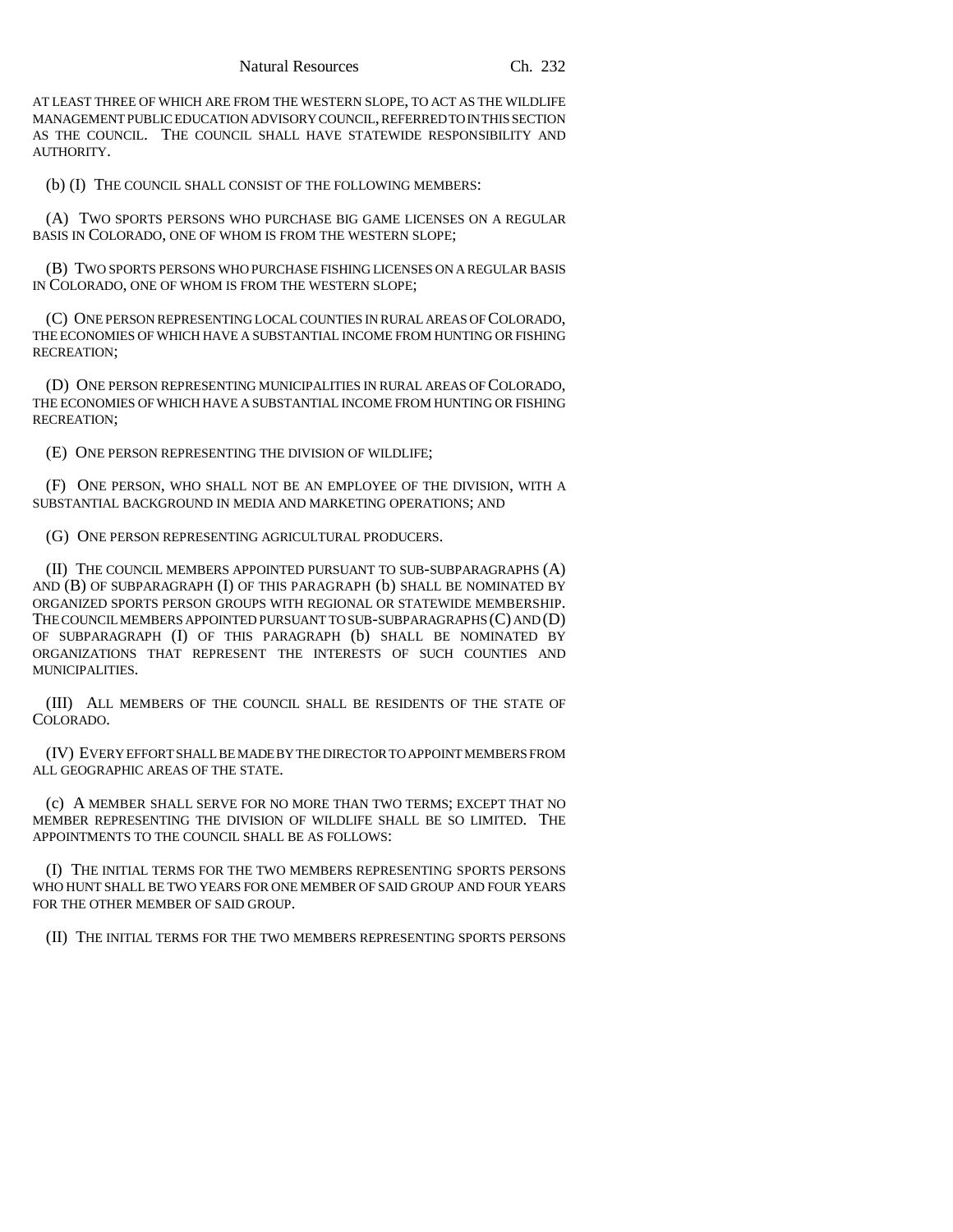AT LEAST THREE OF WHICH ARE FROM THE WESTERN SLOPE, TO ACT AS THE WILDLIFE MANAGEMENT PUBLIC EDUCATION ADVISORY COUNCIL, REFERRED TO IN THIS SECTION AS THE COUNCIL. THE COUNCIL SHALL HAVE STATEWIDE RESPONSIBILITY AND AUTHORITY.

(b) (I) THE COUNCIL SHALL CONSIST OF THE FOLLOWING MEMBERS:

(A) TWO SPORTS PERSONS WHO PURCHASE BIG GAME LICENSES ON A REGULAR BASIS IN COLORADO, ONE OF WHOM IS FROM THE WESTERN SLOPE;

(B) TWO SPORTS PERSONS WHO PURCHASE FISHING LICENSES ON A REGULAR BASIS IN COLORADO, ONE OF WHOM IS FROM THE WESTERN SLOPE;

(C) ONE PERSON REPRESENTING LOCAL COUNTIES IN RURAL AREAS OF COLORADO, THE ECONOMIES OF WHICH HAVE A SUBSTANTIAL INCOME FROM HUNTING OR FISHING RECREATION;

(D) ONE PERSON REPRESENTING MUNICIPALITIES IN RURAL AREAS OF COLORADO, THE ECONOMIES OF WHICH HAVE A SUBSTANTIAL INCOME FROM HUNTING OR FISHING RECREATION;

(E) ONE PERSON REPRESENTING THE DIVISION OF WILDLIFE;

(F) ONE PERSON, WHO SHALL NOT BE AN EMPLOYEE OF THE DIVISION, WITH A SUBSTANTIAL BACKGROUND IN MEDIA AND MARKETING OPERATIONS; AND

(G) ONE PERSON REPRESENTING AGRICULTURAL PRODUCERS.

(II) THE COUNCIL MEMBERS APPOINTED PURSUANT TO SUB-SUBPARAGRAPHS (A) AND (B) OF SUBPARAGRAPH (I) OF THIS PARAGRAPH (b) SHALL BE NOMINATED BY ORGANIZED SPORTS PERSON GROUPS WITH REGIONAL OR STATEWIDE MEMBERSHIP. THE COUNCIL MEMBERS APPOINTED PURSUANT TO SUB-SUBPARAGRAPHS (C) AND (D) OF SUBPARAGRAPH (I) OF THIS PARAGRAPH (b) SHALL BE NOMINATED BY ORGANIZATIONS THAT REPRESENT THE INTERESTS OF SUCH COUNTIES AND MUNICIPALITIES.

(III) ALL MEMBERS OF THE COUNCIL SHALL BE RESIDENTS OF THE STATE OF COLORADO.

(IV) EVERY EFFORT SHALL BE MADE BY THE DIRECTOR TO APPOINT MEMBERS FROM ALL GEOGRAPHIC AREAS OF THE STATE.

(c) A MEMBER SHALL SERVE FOR NO MORE THAN TWO TERMS; EXCEPT THAT NO MEMBER REPRESENTING THE DIVISION OF WILDLIFE SHALL BE SO LIMITED. THE APPOINTMENTS TO THE COUNCIL SHALL BE AS FOLLOWS:

(I) THE INITIAL TERMS FOR THE TWO MEMBERS REPRESENTING SPORTS PERSONS WHO HUNT SHALL BE TWO YEARS FOR ONE MEMBER OF SAID GROUP AND FOUR YEARS FOR THE OTHER MEMBER OF SAID GROUP.

(II) THE INITIAL TERMS FOR THE TWO MEMBERS REPRESENTING SPORTS PERSONS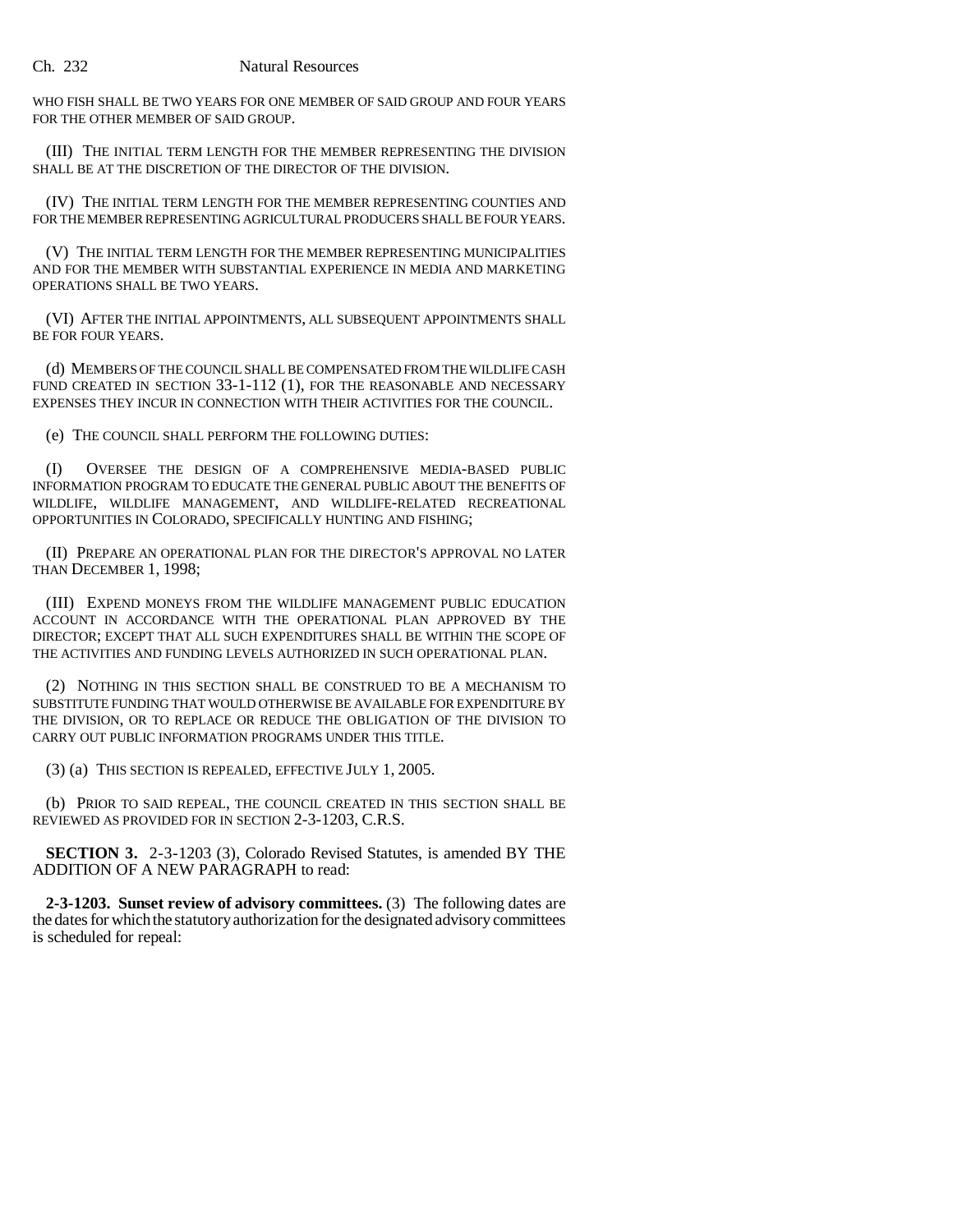WHO FISH SHALL BE TWO YEARS FOR ONE MEMBER OF SAID GROUP AND FOUR YEARS FOR THE OTHER MEMBER OF SAID GROUP.

(III) THE INITIAL TERM LENGTH FOR THE MEMBER REPRESENTING THE DIVISION SHALL BE AT THE DISCRETION OF THE DIRECTOR OF THE DIVISION.

(IV) THE INITIAL TERM LENGTH FOR THE MEMBER REPRESENTING COUNTIES AND FOR THE MEMBER REPRESENTING AGRICULTURAL PRODUCERS SHALL BE FOUR YEARS.

(V) THE INITIAL TERM LENGTH FOR THE MEMBER REPRESENTING MUNICIPALITIES AND FOR THE MEMBER WITH SUBSTANTIAL EXPERIENCE IN MEDIA AND MARKETING OPERATIONS SHALL BE TWO YEARS.

(VI) AFTER THE INITIAL APPOINTMENTS, ALL SUBSEQUENT APPOINTMENTS SHALL BE FOR FOUR YEARS.

(d) MEMBERS OF THE COUNCIL SHALL BE COMPENSATED FROM THE WILDLIFE CASH FUND CREATED IN SECTION 33-1-112 (1), FOR THE REASONABLE AND NECESSARY EXPENSES THEY INCUR IN CONNECTION WITH THEIR ACTIVITIES FOR THE COUNCIL.

(e) THE COUNCIL SHALL PERFORM THE FOLLOWING DUTIES:

(I) OVERSEE THE DESIGN OF A COMPREHENSIVE MEDIA-BASED PUBLIC INFORMATION PROGRAM TO EDUCATE THE GENERAL PUBLIC ABOUT THE BENEFITS OF WILDLIFE, WILDLIFE MANAGEMENT, AND WILDLIFE-RELATED RECREATIONAL OPPORTUNITIES IN COLORADO, SPECIFICALLY HUNTING AND FISHING;

(II) PREPARE AN OPERATIONAL PLAN FOR THE DIRECTOR'S APPROVAL NO LATER THAN DECEMBER 1, 1998;

(III) EXPEND MONEYS FROM THE WILDLIFE MANAGEMENT PUBLIC EDUCATION ACCOUNT IN ACCORDANCE WITH THE OPERATIONAL PLAN APPROVED BY THE DIRECTOR; EXCEPT THAT ALL SUCH EXPENDITURES SHALL BE WITHIN THE SCOPE OF THE ACTIVITIES AND FUNDING LEVELS AUTHORIZED IN SUCH OPERATIONAL PLAN.

(2) NOTHING IN THIS SECTION SHALL BE CONSTRUED TO BE A MECHANISM TO SUBSTITUTE FUNDING THAT WOULD OTHERWISE BE AVAILABLE FOR EXPENDITURE BY THE DIVISION, OR TO REPLACE OR REDUCE THE OBLIGATION OF THE DIVISION TO CARRY OUT PUBLIC INFORMATION PROGRAMS UNDER THIS TITLE.

(3) (a) THIS SECTION IS REPEALED, EFFECTIVE JULY 1, 2005.

(b) PRIOR TO SAID REPEAL, THE COUNCIL CREATED IN THIS SECTION SHALL BE REVIEWED AS PROVIDED FOR IN SECTION 2-3-1203, C.R.S.

**SECTION 3.** 2-3-1203 (3), Colorado Revised Statutes, is amended BY THE ADDITION OF A NEW PARAGRAPH to read:

**2-3-1203. Sunset review of advisory committees.** (3) The following dates are the dates for which the statutory authorization for the designated advisory committees is scheduled for repeal: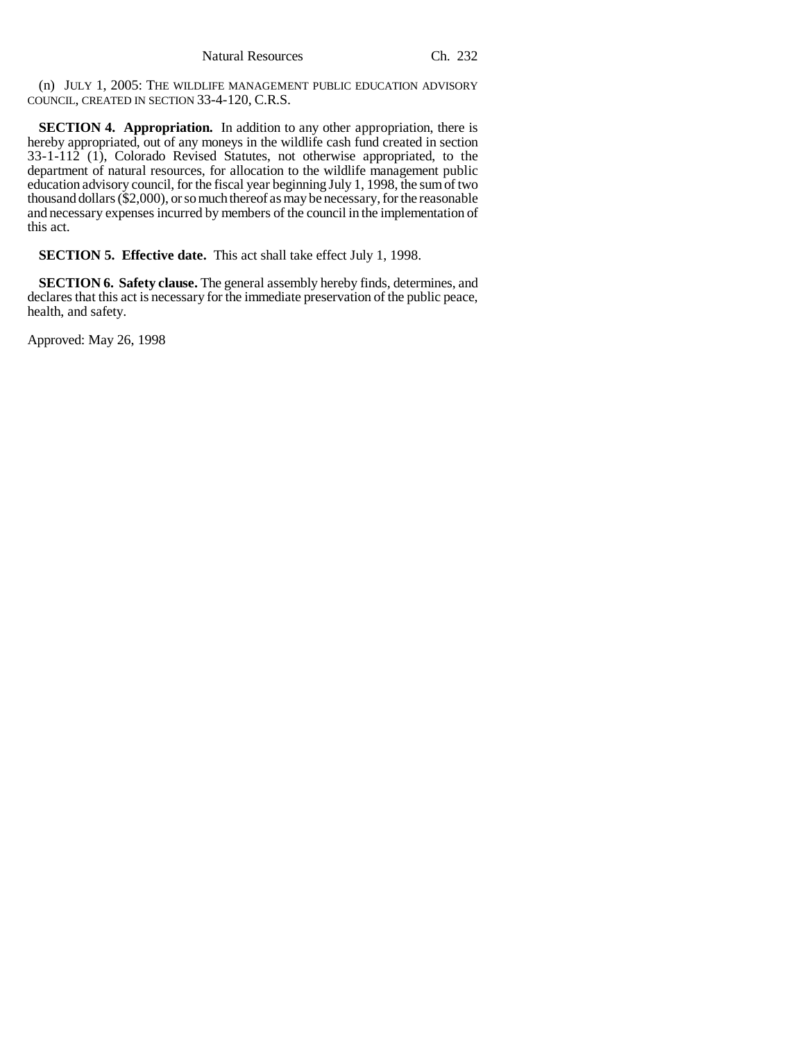(n) JULY 1, 2005: THE WILDLIFE MANAGEMENT PUBLIC EDUCATION ADVISORY COUNCIL, CREATED IN SECTION 33-4-120, C.R.S.

**SECTION 4. Appropriation.** In addition to any other appropriation, there is hereby appropriated, out of any moneys in the wildlife cash fund created in section 33-1-112 (1), Colorado Revised Statutes, not otherwise appropriated, to the department of natural resources, for allocation to the wildlife management public education advisory council, for the fiscal year beginning July 1, 1998, the sum of two thousand dollars ($2,000), or so much thereof as may be necessary, for the reasonable and necessary expenses incurred by members of the council in the implementation of this act.

**SECTION 5. Effective date.** This act shall take effect July 1, 1998.

**SECTION 6. Safety clause.** The general assembly hereby finds, determines, and declares that this act is necessary for the immediate preservation of the public peace, health, and safety.

Approved: May 26, 1998